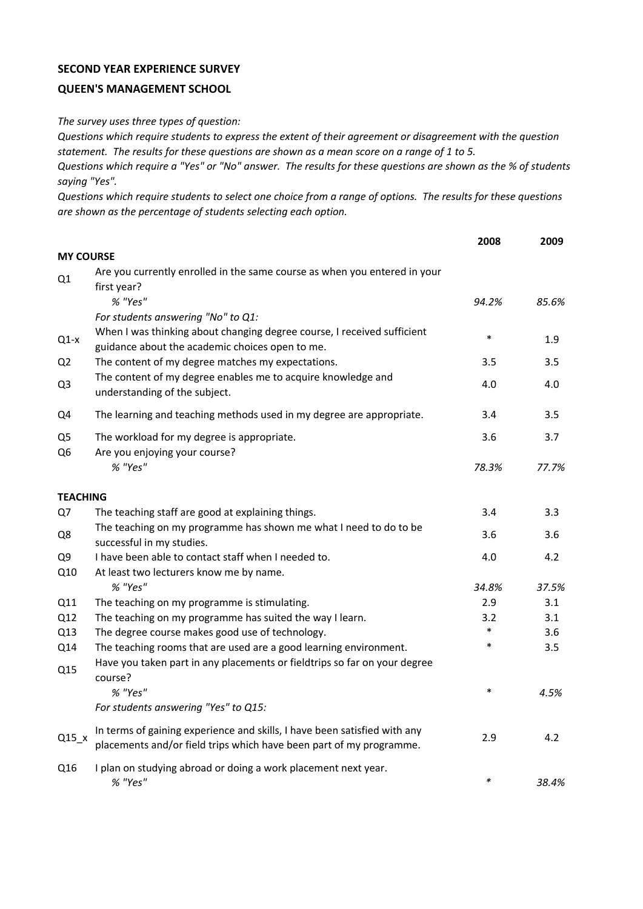**SECOND YEAR EXPERIENCE SURVEY**

**QUEEN'S MANAGEMENT SCHOOL**

*The survey uses three types of question:*
*Questions which require students to express the extent of their agreement or disagreement with the question statement. The results for these questions are shown as a mean score on a range of 1 to 5.*
*Questions which require a "Yes" or "No" answer. The results for these questions are shown as the % of students saying "Yes".*
*Questions which require students to select one choice from a range of options. The results for these questions are shown as the percentage of students selecting each option.*

| | | 2008 | 2009 |
|---|---|---|---|
| **MY COURSE** | | | |
| Q1 | Are you currently enrolled in the same course as when you entered in your first year? | | |
| | *% "Yes"* | *94.2%* | *85.6%* |
| | *For students answering "No" to Q1:* | | |
| Q1-x | When I was thinking about changing degree course, I received sufficient guidance about the academic choices open to me. | * | 1.9 |
| Q2 | The content of my degree matches my expectations. | 3.5 | 3.5 |
| Q3 | The content of my degree enables me to acquire knowledge and understanding of the subject. | 4.0 | 4.0 |
| Q4 | The learning and teaching methods used in my degree are appropriate. | 3.4 | 3.5 |
| Q5 | The workload for my degree is appropriate. | 3.6 | 3.7 |
| Q6 | Are you enjoying your course? | | |
| | *% "Yes"* | *78.3%* | *77.7%* |
| **TEACHING** | | | |
| Q7 | The teaching staff are good at explaining things. | 3.4 | 3.3 |
| Q8 | The teaching on my programme has shown me what I need to do to be successful in my studies. | 3.6 | 3.6 |
| Q9 | I have been able to contact staff when I needed to. | 4.0 | 4.2 |
| Q10 | At least two lecturers know me by name. | | |
| | *% "Yes"* | *34.8%* | *37.5%* |
| Q11 | The teaching on my programme is stimulating. | 2.9 | 3.1 |
| Q12 | The teaching on my programme has suited the way I learn. | 3.2 | 3.1 |
| Q13 | The degree course makes good use of technology. | * | 3.6 |
| Q14 | The teaching rooms that are used are a good learning environment. | * | 3.5 |
| Q15 | Have you taken part in any placements or fieldtrips so far on your degree course? | | |
| | *% "Yes"* | * | *4.5%* |
| | *For students answering "Yes" to Q15:* | | |
| Q15_x | In terms of gaining experience and skills, I have been satisfied with any placements and/or field trips which have been part of my programme. | 2.9 | 4.2 |
| Q16 | I plan on studying abroad or doing a work placement next year. | | |
| | *% "Yes"* | * | *38.4%* |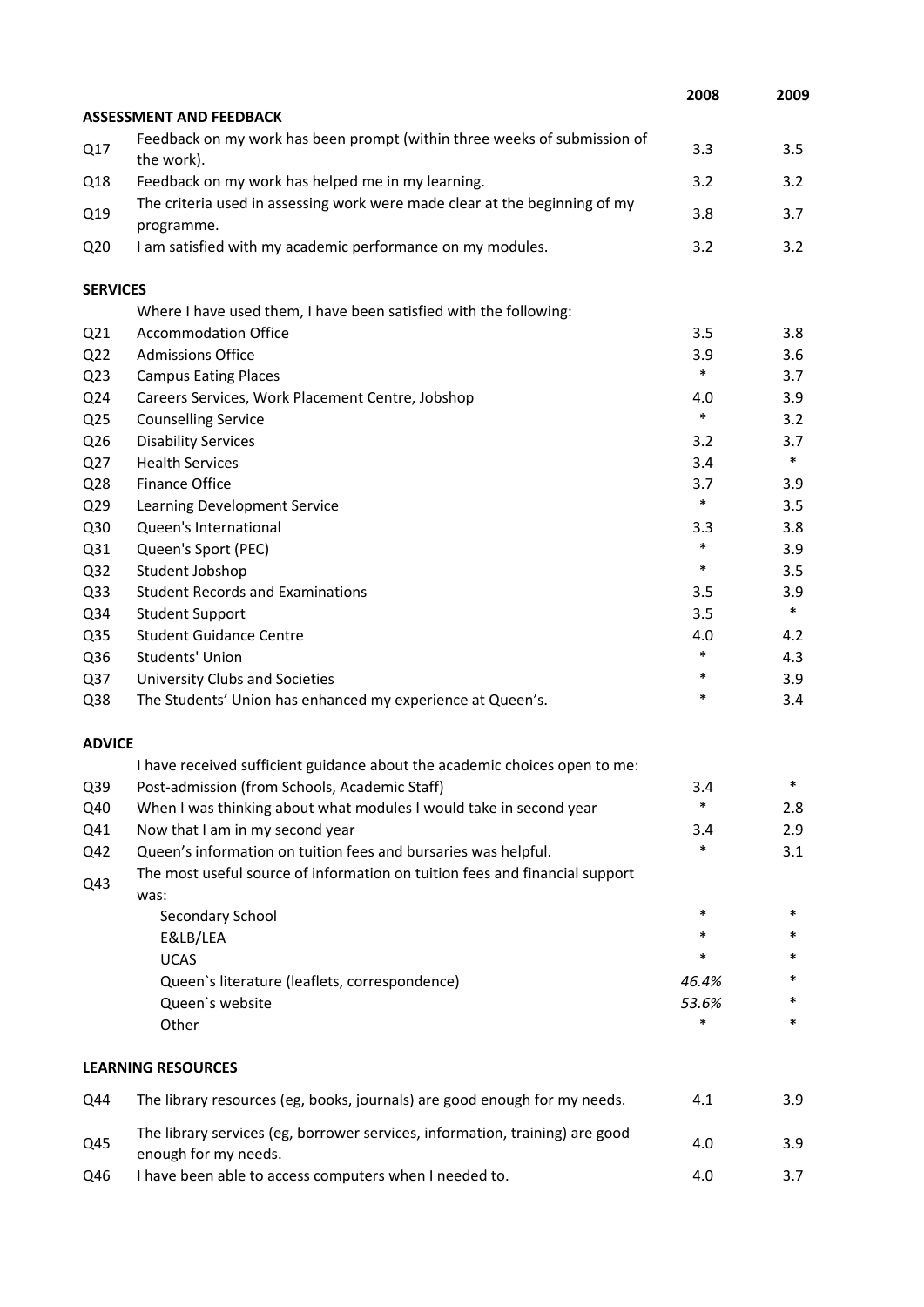| | | 2008 | 2009 |
|---|---|---|---|
| **ASSESSMENT AND FEEDBACK** | | | |
| Q17 | Feedback on my work has been prompt (within three weeks of submission of the work). | 3.3 | 3.5 |
| Q18 | Feedback on my work has helped me in my learning. | 3.2 | 3.2 |
| Q19 | The criteria used in assessing work were made clear at the beginning of my programme. | 3.8 | 3.7 |
| Q20 | I am satisfied with my academic performance on my modules. | 3.2 | 3.2 |
| **SERVICES** | | | |
| | Where I have used them, I have been satisfied with the following: | | |
| Q21 | Accommodation Office | 3.5 | 3.8 |
| Q22 | Admissions Office | 3.9 | 3.6 |
| Q23 | Campus Eating Places | * | 3.7 |
| Q24 | Careers Services, Work Placement Centre, Jobshop | 4.0 | 3.9 |
| Q25 | Counselling Service | * | 3.2 |
| Q26 | Disability Services | 3.2 | 3.7 |
| Q27 | Health Services | 3.4 | * |
| Q28 | Finance Office | 3.7 | 3.9 |
| Q29 | Learning Development Service | * | 3.5 |
| Q30 | Queen's International | 3.3 | 3.8 |
| Q31 | Queen's Sport (PEC) | * | 3.9 |
| Q32 | Student Jobshop | * | 3.5 |
| Q33 | Student Records and Examinations | 3.5 | 3.9 |
| Q34 | Student Support | 3.5 | * |
| Q35 | Student Guidance Centre | 4.0 | 4.2 |
| Q36 | Students' Union | * | 4.3 |
| Q37 | University Clubs and Societies | * | 3.9 |
| Q38 | The Students' Union has enhanced my experience at Queen's. | * | 3.4 |
| **ADVICE** | | | |
| | I have received sufficient guidance about the academic choices open to me: | | |
| Q39 | Post-admission (from Schools, Academic Staff) | 3.4 | * |
| Q40 | When I was thinking about what modules I would take in second year | * | 2.8 |
| Q41 | Now that I am in my second year | 3.4 | 2.9 |
| Q42 | Queen's information on tuition fees and bursaries was helpful. | * | 3.1 |
| Q43 | The most useful source of information on tuition fees and financial support was: | | |
| | Secondary School | * | * |
| | E&LB/LEA | * | * |
| | UCAS | * | * |
| | Queen`s literature (leaflets, correspondence) | *46.4%* | * |
| | Queen`s website | *53.6%* | * |
| | Other | * | * |
| **LEARNING RESOURCES** | | | |
| Q44 | The library resources (eg, books, journals) are good enough for my needs. | 4.1 | 3.9 |
| Q45 | The library services (eg, borrower services, information, training) are good enough for my needs. | 4.0 | 3.9 |
| Q46 | I have been able to access computers when I needed to. | 4.0 | 3.7 |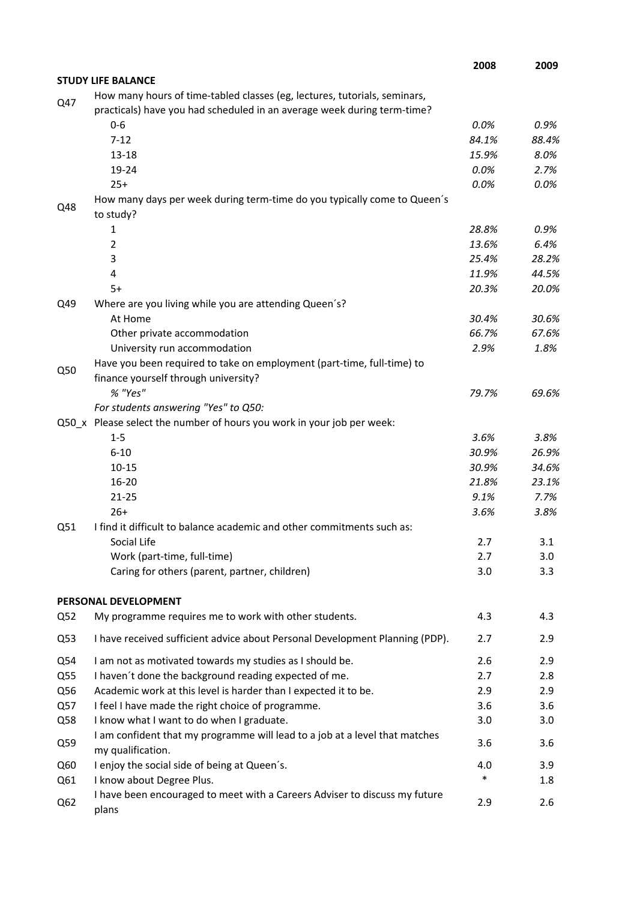| | | 2008 | 2009 |
|---|---|---|---|
| | **STUDY LIFE BALANCE** | | |
| Q47 | How many hours of time-tabled classes (eg, lectures, tutorials, seminars, practicals) have you had scheduled in an average week during term-time? | | |
| | 0-6 | *0.0%* | *0.9%* |
| | 7-12 | *84.1%* | *88.4%* |
| | 13-18 | *15.9%* | *8.0%* |
| | 19-24 | *0.0%* | *2.7%* |
| | 25+ | *0.0%* | *0.0%* |
| Q48 | How many days per week during term-time do you typically come to Queen´s to study? | | |
| | 1 | *28.8%* | *0.9%* |
| | 2 | *13.6%* | *6.4%* |
| | 3 | *25.4%* | *28.2%* |
| | 4 | *11.9%* | *44.5%* |
| | 5+ | *20.3%* | *20.0%* |
| Q49 | Where are you living while you are attending Queen´s? | | |
| | At Home | *30.4%* | *30.6%* |
| | Other private accommodation | *66.7%* | *67.6%* |
| | University run accommodation | *2.9%* | *1.8%* |
| Q50 | Have you been required to take on employment (part-time, full-time) to finance yourself through university? | | |
| | *% "Yes"* | *79.7%* | *69.6%* |
| | *For students answering "Yes" to Q50:* | | |
| Q50_x | Please select the number of hours you work in your job per week: | | |
| | 1-5 | *3.6%* | *3.8%* |
| | 6-10 | *30.9%* | *26.9%* |
| | 10-15 | *30.9%* | *34.6%* |
| | 16-20 | *21.8%* | *23.1%* |
| | 21-25 | *9.1%* | *7.7%* |
| | 26+ | *3.6%* | *3.8%* |
| Q51 | I find it difficult to balance academic and other commitments such as: | | |
| | Social Life | 2.7 | 3.1 |
| | Work (part-time, full-time) | 2.7 | 3.0 |
| | Caring for others (parent, partner, children) | 3.0 | 3.3 |
| | **PERSONAL DEVELOPMENT** | | |
| Q52 | My programme requires me to work with other students. | 4.3 | 4.3 |
| Q53 | I have received sufficient advice about Personal Development Planning (PDP). | 2.7 | 2.9 |
| Q54 | I am not as motivated towards my studies as I should be. | 2.6 | 2.9 |
| Q55 | I haven´t done the background reading expected of me. | 2.7 | 2.8 |
| Q56 | Academic work at this level is harder than I expected it to be. | 2.9 | 2.9 |
| Q57 | I feel I have made the right choice of programme. | 3.6 | 3.6 |
| Q58 | I know what I want to do when I graduate. | 3.0 | 3.0 |
| Q59 | I am confident that my programme will lead to a job at a level that matches my qualification. | 3.6 | 3.6 |
| Q60 | I enjoy the social side of being at Queen´s. | 4.0 | 3.9 |
| Q61 | I know about Degree Plus. | * | 1.8 |
| Q62 | I have been encouraged to meet with a Careers Adviser to discuss my future plans | 2.9 | 2.6 |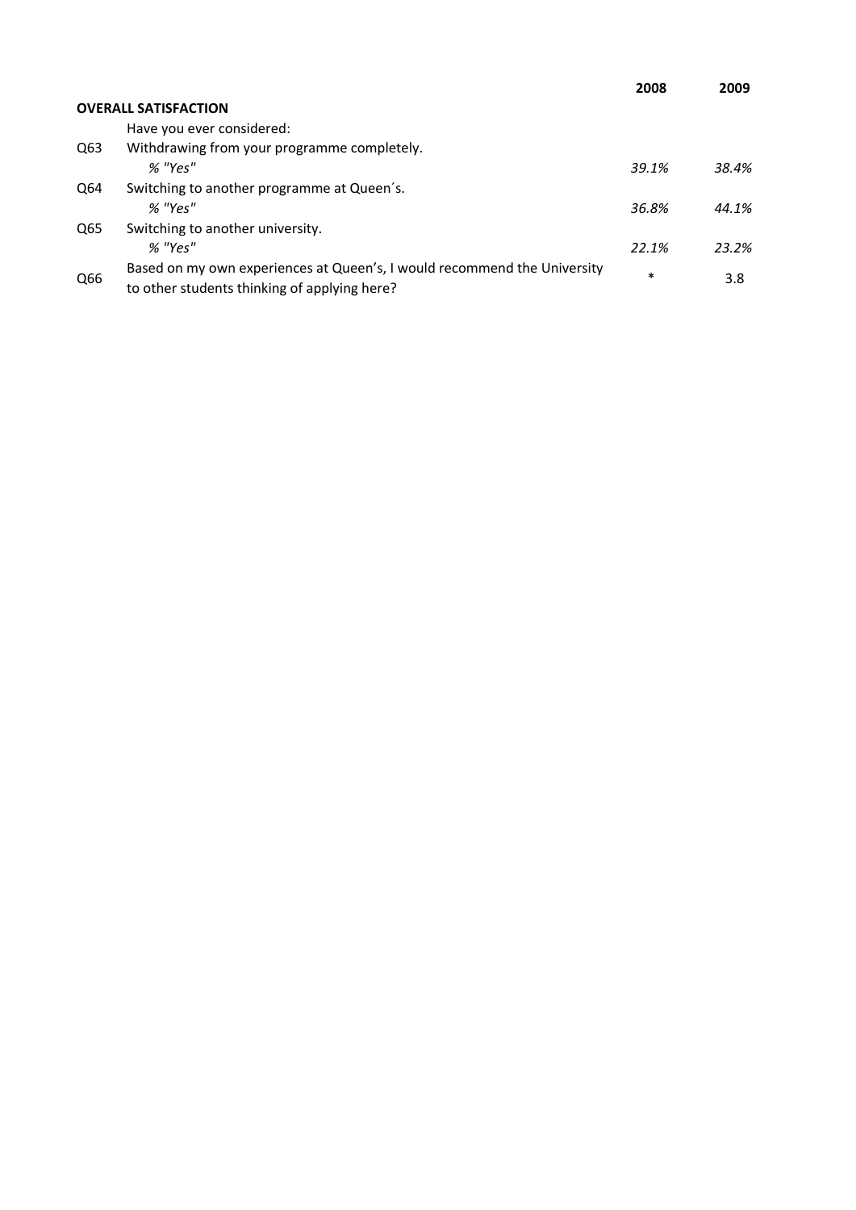| | | 2008 | 2009 |
|---|---|---|---|
| **OVERALL SATISFACTION** | | | |
| | Have you ever considered: | | |
| Q63 | Withdrawing from your programme completely. | | |
| | *% "Yes"* | *39.1%* | *38.4%* |
| Q64 | Switching to another programme at Queen´s. | | |
| | *% "Yes"* | *36.8%* | *44.1%* |
| Q65 | Switching to another university. | | |
| | *% "Yes"* | *22.1%* | *23.2%* |
| Q66 | Based on my own experiences at Queen's, I would recommend the University to other students thinking of applying here? | * | 3.8 |